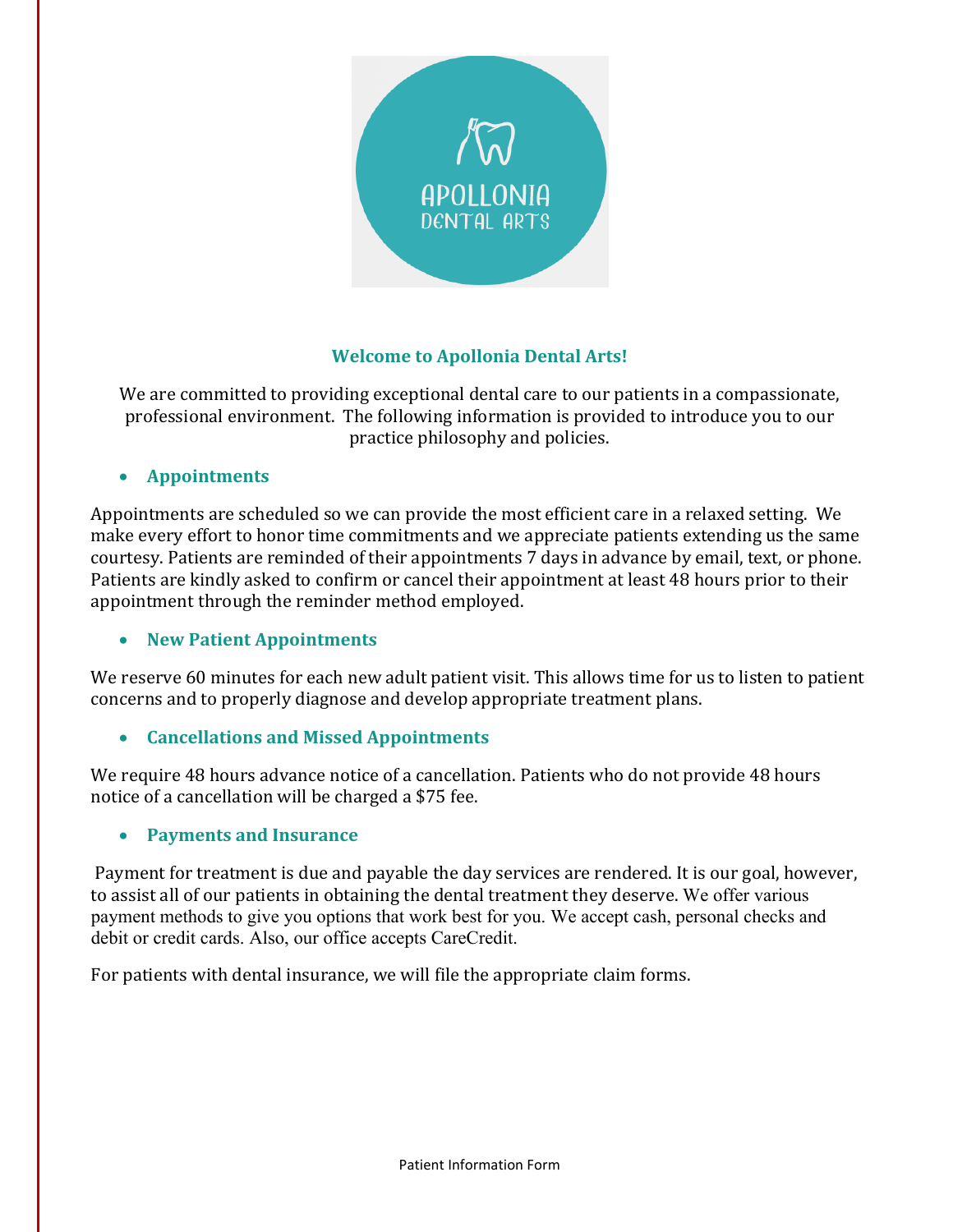## Welcome to Apollonia Dental Arts!

We are committed to providing exceptional dental care to our patients in a compassionate, professional environment. The following information is provided to introduce you to our practice philosophy and policies.

- **Appointments**

Appointments are scheduled so we can provide the most efficient care in a relaxed setting. We make every effort to honor time commitments and we appreciate patients extending us the same courtesy. Patients are reminded of their appointments 7 days in advance by email, text, or phone. Patients are kindly asked to confirm or cancel their appointment at least 48 hours prior to their appointment through the reminder method employed.

- **New Patient Appointments**

We reserve 60 minutes for each new adult patient visit. This allows time for us to listen to patient concerns and to properly diagnose and develop appropriate treatment plans.

- **Cancellations and Missed Appointments**

We require 48 hours advance notice of a cancellation. Patients who do not provide 48 hours notice of a cancellation will be charged a $75 fee.

- **Payments and Insurance**

Payment for treatment is due and payable the day services are rendered. It is our goal, however, to assist all of our patients in obtaining the dental treatment they deserve. We offer various payment methods to give you options that work best for you. We accept cash, personal checks and debit or credit cards. Also, our office accepts CareCredit.

For patients with dental insurance, we will file the appropriate claim forms.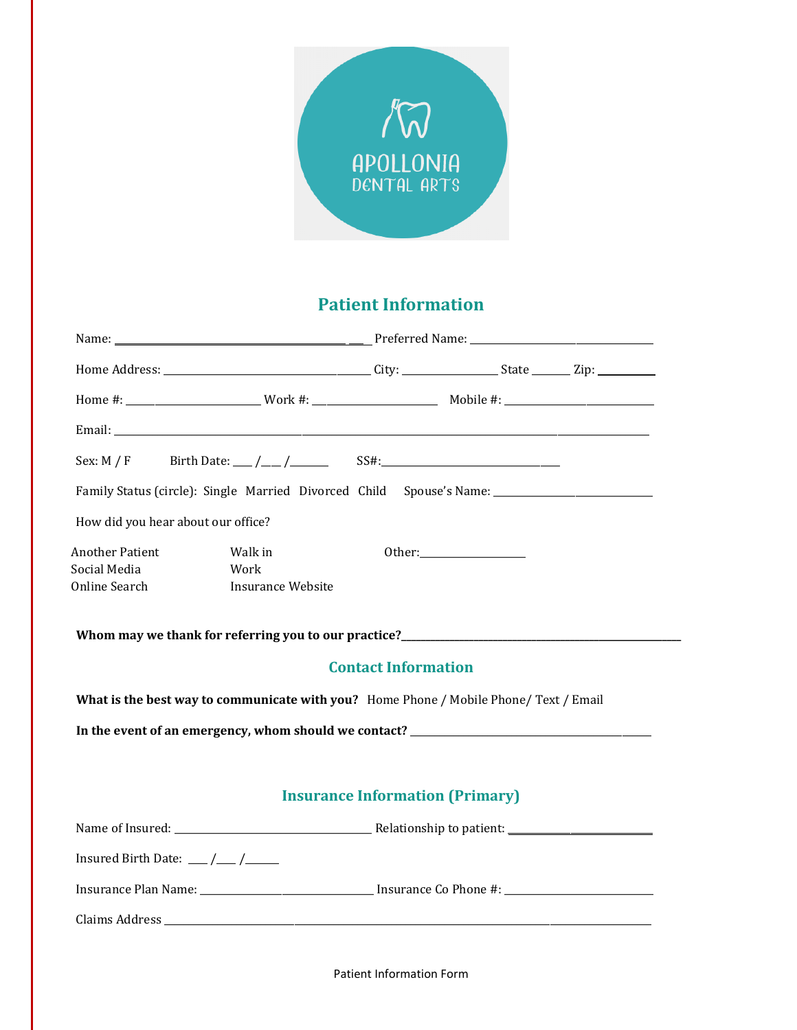APOLLONIA
DENTAL ARTS

## Patient Information

Name: ________________________________________ Preferred Name: ______________________________

Home Address: ______________________________ City: ______________ State ______ Zip: _________

Home #: ______________________ Work #: ____________________ Mobile #: _________________________

Email: ___________________________________________________________________________________

Sex: M / F Birth Date: ___ /___ /______ SS#:_____________________________

Family Status (circle): Single Married Divorced Child Spouse's Name: ___________________________

How did you hear about our office?

Another Patient
Social Media
Online Search
Walk in
Work
Insurance Website
Other:_________________

**Whom may we thank for referring you to our practice?**__________________________________________

## Contact Information

**What is the best way to communicate with you?** Home Phone / Mobile Phone/ Text / Email

**In the event of an emergency, whom should we contact?** ________________________________________

## Insurance Information (Primary)

Name of Insured: ________________________________ Relationship to patient: _________________________

Insured Birth Date: ___ /___ /_____

Insurance Plan Name: _____________________________ Insurance Co Phone #: _______________________

Claims Address ___________________________________________________________________________

Patient Information Form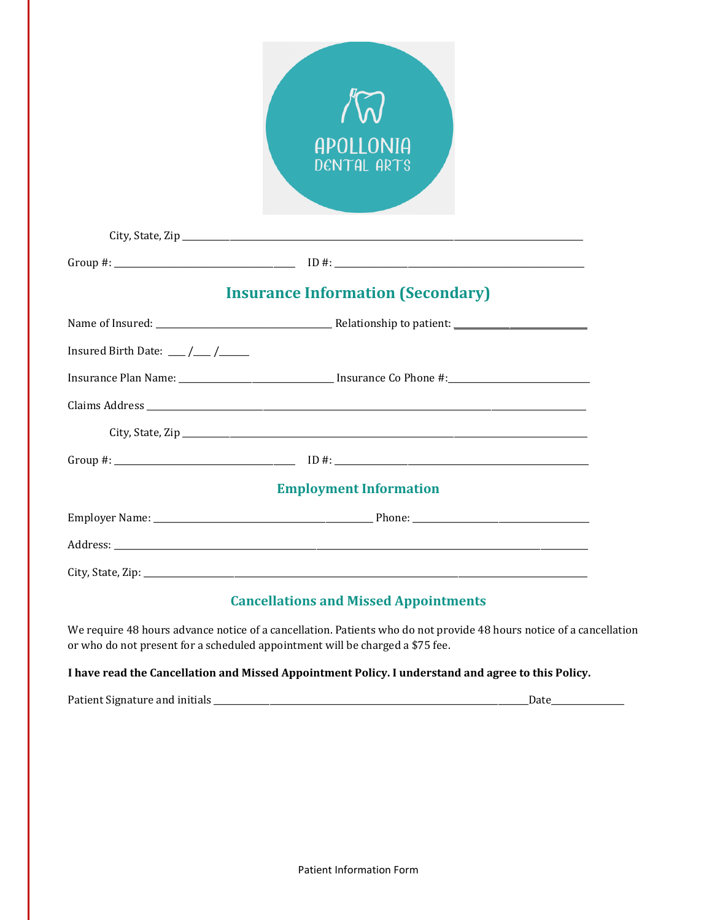APOLLONIA
DENTAL ARTS

City, State, Zip ____________________________________________

Group #: ______________________ ID #: ______________________

## Insurance Information (Secondary)

Name of Insured: ______________________ Relationship to patient: ______________

Insured Birth Date: ___ /___ /_____

Insurance Plan Name: ______________________ Insurance Co Phone #: ______________

Claims Address ____________________________________________

City, State, Zip ____________________________________________

Group #: ______________________ ID #: ______________________

## Employment Information

Employer Name: ______________________ Phone: ______________________

Address: ____________________________________________

City, State, Zip: ____________________________________________

## Cancellations and Missed Appointments

We require 48 hours advance notice of a cancellation. Patients who do not provide 48 hours notice of a cancellation or who do not present for a scheduled appointment will be charged a $75 fee.

**I have read the Cancellation and Missed Appointment Policy. I understand and agree to this Policy.**

Patient Signature and initials ______________________________ Date____________